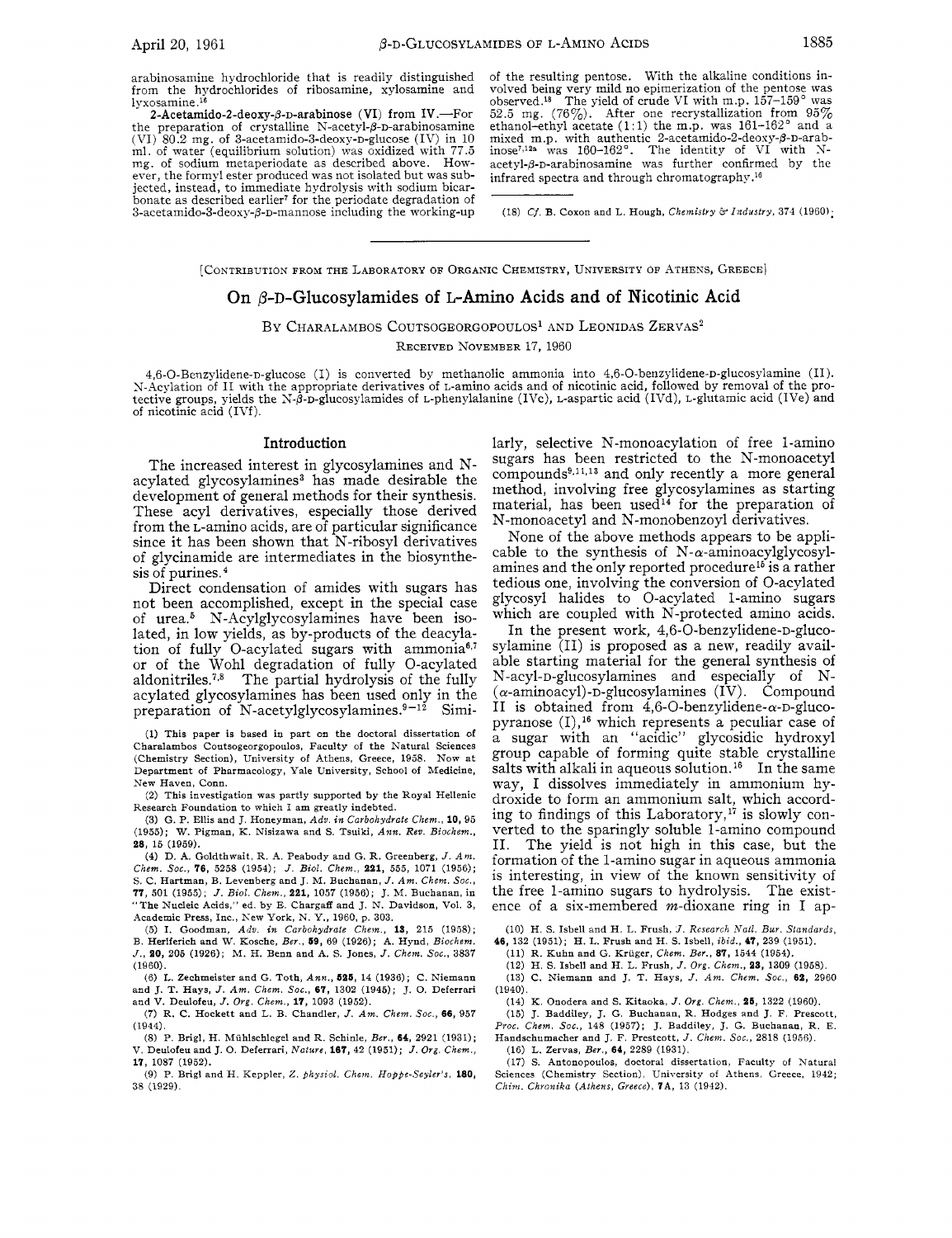arabinosamine hydrochloride that is readily distinguished from the hydrochlorides of ribosamine, xylosamine and lyxosamine.[16]

**2-Acetamido-2-deoxy-β-D-arabinose (VI) from IV.**—For the preparation of crystalline N-acetyl-β-D-arabinosamine (VI) 80.2 mg. of 3-acetamido-3-deoxy-D-glucose (IV) in 10 ml. of water (equilibrium solution) was oxidized with 77.5 mg. of sodium metaperiodate as described above. However, the formyl ester produced was not isolated but was subjected, instead, to immediate hydrolysis with sodium bicarbonate as described earlier[7] for the periodate degradation of 3-acetamido-3-deoxy-β-D-mannose including the working-up of the resulting pentose. With the alkaline conditions involved being very mild no epimerization of the pentose was observed.[18] The yield of crude VI with m.p. 157–159° was 52.5 mg. (76%). After one recrystallization from 95% ethanol–ethyl acetate (1:1) the m.p. was 161–162° and a mixed m.p. with authentic 2-acetamido-2-deoxy-β-D-arabinose[7,12a] was 160–162°. The identity of VI with N-acetyl-β-D-arabinosamine was further confirmed by the infrared spectra and through chromatography.[16]

(18) *Cf.* B. Coxon and L. Hough, *Chemistry & Industry*, 374 (1960).

---

[CONTRIBUTION FROM THE LABORATORY OF ORGANIC CHEMISTRY, UNIVERSITY OF ATHENS, GREECE]

# On β-D-Glucosylamides of L-Amino Acids and of Nicotinic Acid

BY CHARALAMBOS COUTSOGEORGOPOULOS[1] AND LEONIDAS ZERVAS[2]

RECEIVED NOVEMBER 17, 1960

4,6-O-Benzylidene-D-glucose (I) is converted by methanolic ammonia into 4,6-O-benzylidene-D-glucosylamine (II). N-Acylation of II with the appropriate derivatives of L-amino acids and of nicotinic acid, followed by removal of the protective groups, yields the N-β-D-glucosylamides of L-phenylalanine (IVc), L-aspartic acid (IVd), L-glutamic acid (IVe) and of nicotinic acid (IVf).

## Introduction

The increased interest in glycosylamines and N-acylated glycosylamines[3] has made desirable the development of general methods for their synthesis. These acyl derivatives, especially those derived from the L-amino acids, are of particular significance since it has been shown that N-ribosyl derivatives of glycinamide are intermediates in the biosynthesis of purines.[4]

Direct condensation of amides with sugars has not been accomplished, except in the special case of urea.[5] N-Acylglycosylamines have been isolated, in low yields, as by-products of the deacylation of fully O-acylated sugars with ammonia[6,7] or of the Wohl degradation of fully O-acylated aldonitriles.[7,8] The partial hydrolysis of the fully acylated glycosylamines has been used only in the preparation of N-acetylglycosylamines.[9–12] Similarly, selective N-monoacylation of free 1-amino sugars has been restricted to the N-monoacetyl compounds[9,11,13] and only recently a more general method, involving free glycosylamines as starting material, has been used[14] for the preparation of N-monoacetyl and N-monobenzoyl derivatives.

None of the above methods appears to be applicable to the synthesis of N-α-aminoacylglycosylamines and the only reported procedure[15] is a rather tedious one, involving the conversion of O-acylated glycosyl halides to O-acylated 1-amino sugars which are coupled with N-protected amino acids.

In the present work, 4,6-O-benzylidene-D-glucosylamine (II) is proposed as a new, readily available starting material for the general synthesis of N-acyl-D-glucosylamines and especially of N-(α-aminoacyl)-D-glucosylamines (IV). Compound II is obtained from 4,6-O-benzylidene-α-D-glucopyranose (I),[16] which represents a peculiar case of a sugar with an "acidic" glycosidic hydroxyl group capable of forming quite stable crystalline salts with alkali in aqueous solution.[16] In the same way, I dissolves immediately in ammonium hydroxide to form an ammonium salt, which according to findings of this Laboratory,[17] is slowly converted to the sparingly soluble 1-amino compound II. The yield is not high in this case, but the formation of the 1-amino sugar in aqueous ammonia is interesting, in view of the known sensitivity of the free 1-amino sugars to hydrolysis. The existence of a six-membered *m*-dioxane ring in I ap-

(1) This paper is based in part on the doctoral dissertation of Charalambos Coutsogeorgopoulos, Faculty of the Natural Sciences (Chemistry Section), University of Athens, Greece, 1958. Now at Department of Pharmacology, Yale University, School of Medicine, New Haven, Conn.

(2) This investigation was partly supported by the Royal Hellenic Research Foundation to which I am greatly indebted.

(3) G. P. Ellis and J. Honeyman, *Adv. in Carbohydrate Chem.*, **10**, 95 (1955); W. Pigman, K. Nisizawa and S. Tsuiki, *Ann. Rev. Biochem.*, **28**, 15 (1959).

(4) D. A. Goldthwait, R. A. Peabody and G. R. Greenberg, *J. Am. Chem. Soc.*, **76**, 5258 (1954); *J. Biol. Chem.*, **221**, 555, 1071 (1956); S. C. Hartman, B. Levenberg and J. M. Buchanan, *J. Am. Chem. Soc.*, **77**, 501 (1955); *J. Biol. Chem.*, **221**, 1057 (1956); J. M. Buchanan, in "The Nucleic Acids," ed. by E. Chargaff and J. N. Davidson, Vol. 3, Academic Press, Inc., New York, N. Y., 1960, p. 303.

(5) I. Goodman, *Adv. in Carbohydrate Chem.*, **13**, 215 (1958); B. Helferich and W. Kosche, *Ber.*, **59**, 69 (1926); A. Hynd, *Biochem. J.*, **20**, 205 (1926); M. H. Benn and A. S. Jones, *J. Chem. Soc.*, 3837 (1960).

(6) L. Zechmeister and G. Toth, *Ann.*, **525**, 14 (1936); C. Niemann and J. T. Hays, *J. Am. Chem. Soc.*, **67**, 1302 (1945); J. O. Deferrari and V. Deulofeu, *J. Org. Chem.*, **17**, 1093 (1952).

(7) R. C. Hockett and L. B. Chandler, *J. Am. Chem. Soc.*, **66**, 957 (1944).

(8) P. Brigl, H. Mühlschlegel and R. Schinle, *Ber.*, **64**, 2921 (1931); V. Deulofeu and J. O. Deferrari, *Nature*, **167**, 42 (1951); *J. Org. Chem.*, **17**, 1087 (1952).

(9) P. Brigl and H. Keppler, *Z. physiol. Chem. Hoppe-Seyler's*, **180**, 38 (1929).

(10) H. S. Isbell and H. L. Frush, *J. Research Natl. Bur. Standards*, **46**, 132 (1951); H. L. Frush and H. S. Isbell, *ibid.*, **47**, 239 (1951).

(11) R. Kuhn and G. Krüger, *Chem. Ber.*, **87**, 1544 (1954).

(12) H. S. Isbell and H. L. Frush, *J. Org. Chem.*, **23**, 1309 (1958).

(13) C. Niemann and J. T. Hays, *J. Am. Chem. Soc.*, **62**, 2960 (1940).

(14) K. Onodera and S. Kitaoka, *J. Org. Chem.*, **25**, 1322 (1960).

(15) J. Baddiley, J. G. Buchanan, R. Hodges and J. F. Prescott, *Proc. Chem. Soc.*, 148 (1957); J. Baddiley, J. G. Buchanan, R. E. Handschumacher and J. F. Prescott, *J. Chem. Soc.*, 2818 (1956).

(16) L. Zervas, *Ber.*, **64**, 2289 (1931).

(17) S. Antonopoulos, doctoral dissertation, Faculty of Natural Sciences (Chemistry Section), University of Athens, Greece, 1942; *Chim. Chronika (Athens, Greece)*, **7A**, 13 (1942).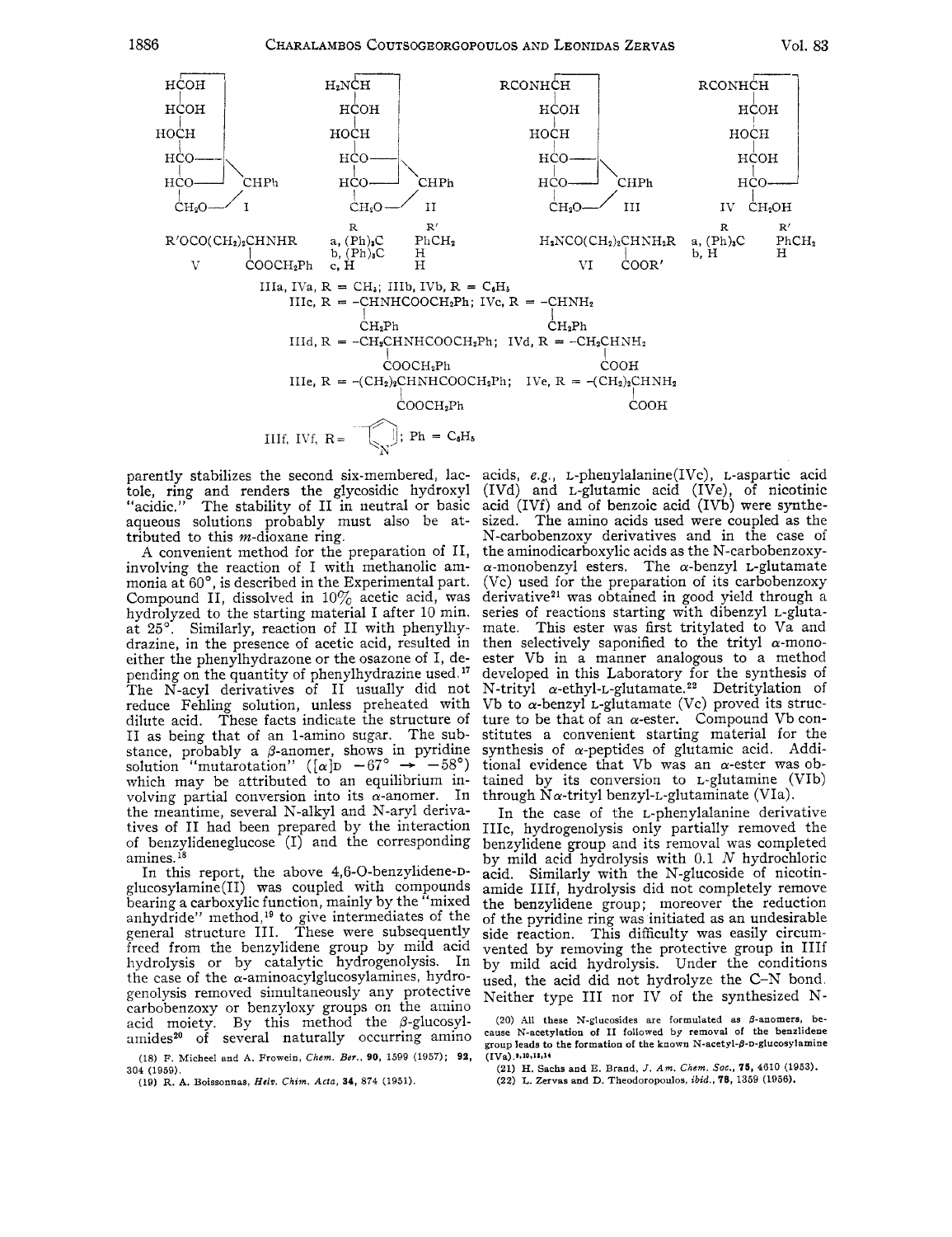HCOH | HCOH | HOCH | HCO— | HCO— CHPh | CH₂O— I

$H_2NCH$ | HCOH | HOCH | HCO— | HCO— CHPh | $CH_2O$— II

RCONHCH | HCOH | HOCH | HCO— | HCO— CHPh | $CH_2O$— III

RCONHCH | HCOH | HOCH | HCOH | HCO— | IV $CH_2OH$

$R'OCO(CH_2)_2CHNHR$ / $COOCH_2Ph$ V — R, R': a, $(Ph)_3C$, $PhCH_2$; b, $(Ph)_3C$, H; c, H, H

$H_2NCO(CH_2)_2CHNH_2R$ / COOR' VI — R, R': a, $(Ph)_3C$, $PhCH_2$; b, H, H

IIIa, IVa, R = $CH_3$; IIIb, IVb, R = $C_6H_5$

IIIc, R = $-CH(CH_2Ph)NHCOOCH_2Ph$; IVc, R = $-CH(CH_2Ph)NH_2$

IIId, R = $-CH_2CH(COOCH_2Ph)NHCOOCH_2Ph$; IVd, R = $-CH_2CH(COOH)NH_2$

IIIe, R = $-(CH_2)_2CH(COOCH_2Ph)NHCOOCH_2Ph$; IVe, R = $-(CH_2)_2CH(COOH)NH_2$

IIIf, IVf, R = 3-pyridyl; Ph = $C_6H_5$

parently stabilizes the second six-membered, lactole, ring and renders the glycosidic hydroxyl "acidic." The stability of II in neutral or basic aqueous solutions probably must also be attributed to this *m*-dioxane ring.

A convenient method for the preparation of II, involving the reaction of I with methanolic ammonia at 60°, is described in the Experimental part. Compound II, dissolved in 10% acetic acid, was hydrolyzed to the starting material I after 10 min. at 25°. Similarly, reaction of II with phenylhydrazine, in the presence of acetic acid, resulted in either the phenylhydrazone or the osazone of I, depending on the quantity of phenylhydrazine used.[17] The N-acyl derivatives of II usually did not reduce Fehling solution, unless preheated with dilute acid. These facts indicate the structure of II as being that of an 1-amino sugar. The substance, probably a β-anomer, shows in pyridine solution "mutarotation" ($[\alpha]_D$ −67° → −58°) which may be attributed to an equilibrium involving partial conversion into its α-anomer. In the meantime, several N-alkyl and N-aryl derivatives of II had been prepared by the interaction of benzylideneglucose (I) and the corresponding amines.[18]

In this report, the above 4,6-O-benzylidene-D-glucosylamine(II) was coupled with compounds bearing a carboxylic function, mainly by the "mixed anhydride" method,[19] to give intermediates of the general structure III. These were subsequently freed from the benzylidene group by mild acid hydrolysis or by catalytic hydrogenolysis. In the case of the α-aminoacylglucosylamines, hydrogenolysis removed simultaneously any protective carbobenzoxy or benzyloxy groups on the amino acid moiety. By this method the β-glucosylamides[20] of several naturally occurring amino acids, *e.g.*, L-phenylalanine(IVc), L-aspartic acid (IVd) and L-glutamic acid (IVe), of nicotinic acid (IVf) and of benzoic acid (IVb) were synthesized. The amino acids used were coupled as the N-carbobenzoxy derivatives and in the case of the aminodicarboxylic acids as the N-carbobenzoxy-α-monobenzyl esters. The α-benzyl L-glutamate (Vc) used for the preparation of its carbobenzoxy derivative[21] was obtained in good yield through a series of reactions starting with dibenzyl L-glutamate. This ester was first tritylated to Va and then selectively saponified to the trityl α-monoester Vb in a manner analogous to a method developed in this Laboratory for the synthesis of N-trityl α-ethyl-L-glutamate.[22] Detritylation of Vb to α-benzyl L-glutamate (Vc) proved its structure to be that of an α-ester. Compound Vb constitutes a convenient starting material for the synthesis of α-peptides of glutamic acid. Additional evidence that Vb was an α-ester was obtained by its conversion to L-glutamine (VIb) through Nα-trityl benzyl-L-glutaminate (VIa).

In the case of the L-phenylalanine derivative IIIc, hydrogenolysis only partially removed the benzylidene group and its removal was completed by mild acid hydrolysis with 0.1 *N* hydrochloric acid. Similarly with the N-glucoside of nicotinamide IIIf, hydrolysis did not completely remove the benzylidene group; moreover the reduction of the pyridine ring was initiated as an undesirable side reaction. This difficulty was easily circumvented by removing the protective group in IIIf by mild acid hydrolysis. Under the conditions used, the acid did not hydrolyze the C–N bond. Neither type III nor IV of the synthesized N-

(18) F. Micheel and A. Frowein, *Chem. Ber.*, **90**, 1599 (1957); **92**, 304 (1959).

(19) R. A. Boissonnas, *Helv. Chim. Acta*, **34**, 874 (1951).

(20) All these N-glucosides are formulated as β-anomers, because N-acetylation of II followed by removal of the benzlidene group leads to the formation of the known N-acetyl-β-D-glucosylamine (IVa).[9,10,11,14]

(21) H. Sachs and E. Brand, *J. Am. Chem. Soc.*, **75**, 4610 (1953).

(22) L. Zervas and D. Theodoropoulos, *ibid.*, **78**, 1359 (1956).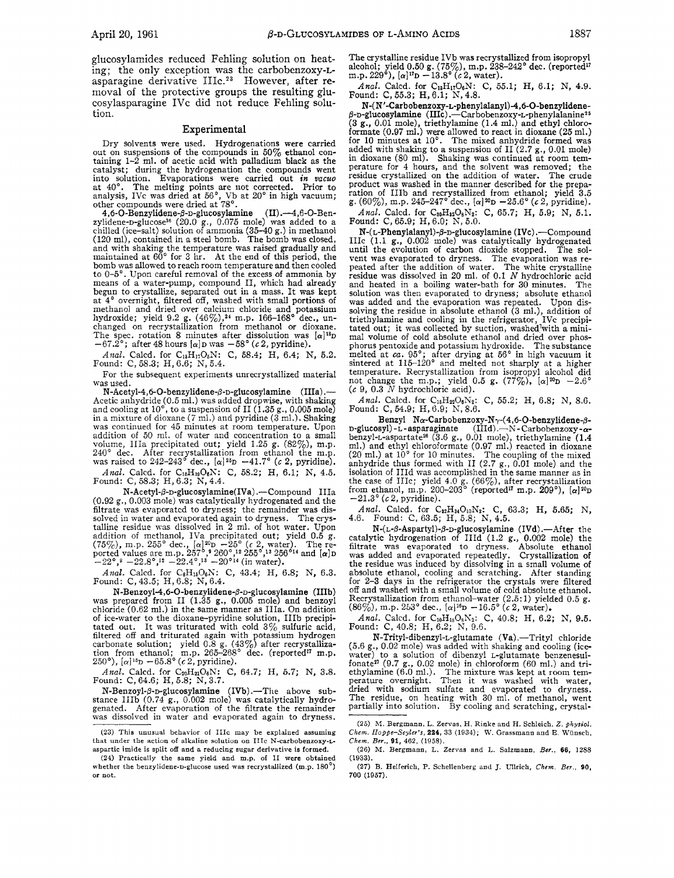glucosylamides reduced Fehling solution on heating; the only exception was the carbobenzoxy-L-asparagine derivative IIIc.[23] However, after removal of the protective groups the resulting glucosylasparagine IVc did not reduce Fehling solution.

## Experimental

Dry solvents were used. Hydrogenations were carried out on suspensions of the compounds in 50% ethanol containing 1–2 ml. of acetic acid with palladium black as the catalyst; during the hydrogenation the compounds went into solution. Evaporations were carried out *in vacuo* at 40°. The melting points are not corrected. Prior to analysis, IVc was dried at 56°, Vb at 20° in high vacuum; other compounds were dried at 78°.

**4,6-O-Benzylidene-β-D-glucosylamine (II).**—4,6-O-Benzylidene-D-glucose[16] (20.0 g., 0.075 mole) was added to a chilled (ice-salt) solution of ammonia (35–40 g.) in methanol (120 ml), contained in a steel bomb. The bomb was closed, and with shaking the temperature was raised gradually and maintained at 60° for 3 hr. At the end of this period, the bomb was allowed to reach room temperature and then cooled to 0–5°. Upon careful removal of the excess of ammonia by means of a water-pump, compound II, which had already begun to crystallize, separated out in a mass. It was kept at 4° overnight, filtered off, washed with small portions of methanol and dried over calcium chloride and potassium hydroxide; yield 9.2 g. (46%),[24] m.p. 166–168° dec., unchanged on recrystallization from methanol or dioxane. The spec. rotation 8 minutes after dissolution was $[\alpha]^{18}_D$ −67.2°; after 48 hours $[\alpha]_D$ was −58° (*c* 2, pyridine).

*Anal.* Calcd. for $C_{13}H_{17}O_5N$: C, 58.4; H, 6.4; N, 5.2. Found: C, 58.3; H, 6.6; N, 5.4.

For the subsequent experiments unrecrystallized material was used.

**N-Acetyl-4,6-O-benzylidene-β-D-glucosylamine (IIIa).**—Acetic anhydride (0.5 ml.) was added dropwise, with shaking and cooling at 10°, to a suspension of II (1.35 g., 0.005 mole) in a mixture of dioxane (7 ml.) and pyridine (3 ml.). Shaking was continued for 45 minutes at room temperature. Upon addition of 50 ml. of water and concentration to a small volume, IIIa precipitated out; yield 1.25 g. (82%), m.p. 240° dec. After recrystallization from ethanol the m.p. was raised to 242–243° dec., $[\alpha]^{25}_D$ −41.7° (*c* 2, pyridine).

*Anal.* Calcd. for $C_{15}H_{19}O_6N$: C, 58.2; H, 6.1; N, 4.5. Found: C, 58.3; H, 6.3; N, 4.4.

**N-Acetyl-β-D-glucosylamine (IVa).**—Compound IIIa (0.92 g., 0.003 mole) was catalytically hydrogenated and the filtrate was evaporated to dryness; the remainder was dissolved in water and evaporated again to dryness. The crystalline residue was dissolved in 2 ml. of hot water. Upon addition of methanol, IVa precipitated out; yield 0.5 g. (75%), m.p. 255° dec., $[\alpha]^{20}_D$ −25° (*c* 2, water). The reported values are m.p. 257°,[9] 260°,[12] 255°,[13] 256°[14] and $[\alpha]_D$ −22°,[9] −22.8°,[12] −22.4°,[13] −20°[14] (in water).

*Anal.* Calcd. for $C_8H_{15}O_6N$: C, 43.4; H, 6.8; N, 6.3. Found: C, 43.5; H, 6.8; N, 6.4.

**N-Benzoyl-4,6-O-benzylidene-β-D-glucosylamine (IIIb)** was prepared from II (1.35 g., 0.005 mole) and benzoyl chloride (0.62 ml.) in the same manner as IIIa. On addition of ice-water to the dioxane–pyridine solution, IIIb precipitated out. It was triturated with cold 3% sulfuric acid, filtered off and triturated again with potassium hydrogen carbonate solution; yield 0.8 g. (43%) after recrystallization from ethanol; m.p. 265–268° dec. (reported[17] m.p. 250°), $[\alpha]^{15}_D$ −65.8° (*c* 2, pyridine).

*Anal.* Calcd. for $C_{20}H_{21}O_6N$: C, 64.7; H, 5.7; N, 3.8. Found: C, 64.6; H, 5.8; N, 3.7.

**N-Benzoyl-β-D-glucosylamine (IVb).**—The above substance IIIb (0.74 g., 0.002 mole) was catalytically hydrogenated. After evaporation of the filtrate the remainder was dissolved in water and evaporated again to dryness. The crystalline residue IVb was recrystallized from isopropyl alcohol; yield 0.50 g. (75%), m.p. 238–242° dec. (reported[17] m.p. 229°), $[\alpha]^{17}_D$ −13.8° (*c* 2, water).

*Anal.* Calcd. for $C_{13}H_{17}O_6N$: C, 55.1; H, 6.1; N, 4.9. Found: C, 55.3; H, 6.1; N, 4.8.

**N-(N′-Carbobenzoxy-L-phenylalanyl)-4,6-O-benzylidene-β-D-glucosylamine (IIIc).**—Carbobenzoxy-L-phenylalanine[25] (3 g., 0.01 mole), triethylamine (1.4 ml.) and ethyl chloroformate (0.97 ml.) were allowed to react in dioxane (25 ml.) for 10 minutes at 10°. The mixed anhydride formed was added with shaking to a suspension of II (2.7 g., 0.01 mole) in dioxane (80 ml). Shaking was continued at room temperature for 4 hours, and the solvent was removed; the residue crystallized on the addition of water. The crude product was washed in the manner described for the preparation of IIIb and recrystallized from ethanol; yield 3.5 g. (60%), m.p. 245–247° dec., $[\alpha]^{20}_D$ −25.6° (*c* 2, pyridine).

*Anal.* Calcd. for $C_{30}H_{32}O_8N_2$: C, 65.7; H, 5.9; N, 5.1. Found: C, 65.9; H, 6.0; N, 5.0.

**N-(L-Phenylalanyl)-β-D-glucosylamine (IVc).**—Compound IIIc (1.1 g., 0.002 mole) was catalytically hydrogenated until the evolution of carbon dioxide stopped. The solvent was evaporated to dryness. The evaporation was repeated after the addition of water. The white crystalline residue was dissolved in 20 ml. of 0.1 *N* hydrochloric acid and heated in a boiling water-bath for 30 minutes. The solution was then evaporated to dryness; absolute ethanol was added and the evaporation was repeated. Upon dissolving the residue in absolute ethanol (3 ml.), addition of triethylamine and cooling in the refrigerator, IVc precipitated out; it was collected by suction, washed with a minimal volume of cold absolute ethanol and dried over phosphorus pentoxide and potassium hydroxide. The substance melted at *ca.* 95°; after drying at 56° in high vacuum it sintered at 115–120° and melted not sharply at a higher temperature. Recrystallization from isopropyl alcohol did not change the m.p.; yield 0.5 g. (77%), $[\alpha]^{20}_D$ −2.6° (*c* 9, 0.3 *N* hydrochloric acid).

*Anal.* Calcd. for $C_{15}H_{22}O_6N_2$: C, 55.2; H, 6.8; N, 8.6. Found: C, 54.9; H, 6.9; N, 8.6.

**Benzyl Nα-Carbobenzoxy-Nγ-(4,6-O-benzylidene-β-D-glucosyl)-L-asparaginate (IIId).**—N-Carbobenzoxy-α-benzyl-L-aspartate[26] (3.6 g., 0.01 mole), triethylamine (1.4 ml.) and ethyl chloroformate (0.97 ml.) reacted in dioxane (20 ml.) at 10° for 10 minutes. The coupling of the mixed anhydride thus formed with II (2.7 g., 0.01 mole) and the isolation of IIId was accomplished in the same manner as in the case of IIIc; yield 4.0 g. (66%), after recrystallization from ethanol, m.p. 200–203° (reported[17] m.p. 209°), $[\alpha]^{20}_D$ −21.3° (*c* 2, pyridine).

*Anal.* Calcd. for $C_{32}H_{34}O_{10}N_2$: C, 63.3; H, 5.65; N, 4.6. Found: C, 63.5; H, 5.8; N, 4.5.

**N-(L-β-Aspartyl)-β-D-glucosylamine (IVd).**—After the catalytic hydrogenation of IIId (1.2 g., 0.002 mole) the filtrate was evaporated to dryness. Absolute ethanol was added and evaporated repeatedly. Crystallization of the residue was induced by dissolving in a small volume of absolute ethanol, cooling and scratching. After standing for 2–3 days in the refrigerator the crystals were filtered off and washed with a small volume of cold absolute ethanol. Recrystallization from ethanol–water (2.5:1) yielded 0.5 g. (86%), m.p. 253° dec., $[\alpha]^{16}_D$ −16.5° (*c* 2, water).

*Anal.* Calcd. for $C_{10}H_{18}O_8N_2$: C, 40.8; H, 6.2; N, 9.5. Found: C, 40.8; H, 6.2; N, 9.6.

**N-Trityl-dibenzyl-L-glutamate (Va).**—Trityl chloride (5.6 g., 0.02 mole) was added with shaking and cooling (ice-water) to a solution of dibenzyl L-glutamate benzenesulfonate[27] (9.7 g., 0.02 mole) in chloroform (60 ml.) and triethylamine (6.0 ml.). The mixture was kept at room temperature overnight. Then it was washed with water, dried with sodium sulfate and evaporated to dryness. The residue, on heating with 30 ml. of methanol, went partially into solution. By cooling and scratching, crystal-

---

(23) This unusual behavior of IIIc may be explained assuming that under the action of alkaline solution on IIIc N-carbobenzoxy-L-aspartic imide is split off and a reducing sugar derivative is formed.

(24) Practically the same yield and m.p. of II were obtained whether the benzylidene-D-glucose used was recrystallized (m.p. 180°) or not.

(25) M. Bergmann, L. Zervas, H. Rinke and H. Schleich, *Z. physiol. Chem. Hoppe-Seyler's*, **224**, 33 (1934); W. Grassmann and E. Wünsch, *Chem. Ber.*, **91**, 462, (1958).

(26) M. Bergmann, L. Zervas and L. Salzmann, *Ber.*, **66**, 1288 (1933).

(27) B. Helferich, P. Schellenberg and J. Ullrich, *Chem. Ber.*, **90**, 700 (1957).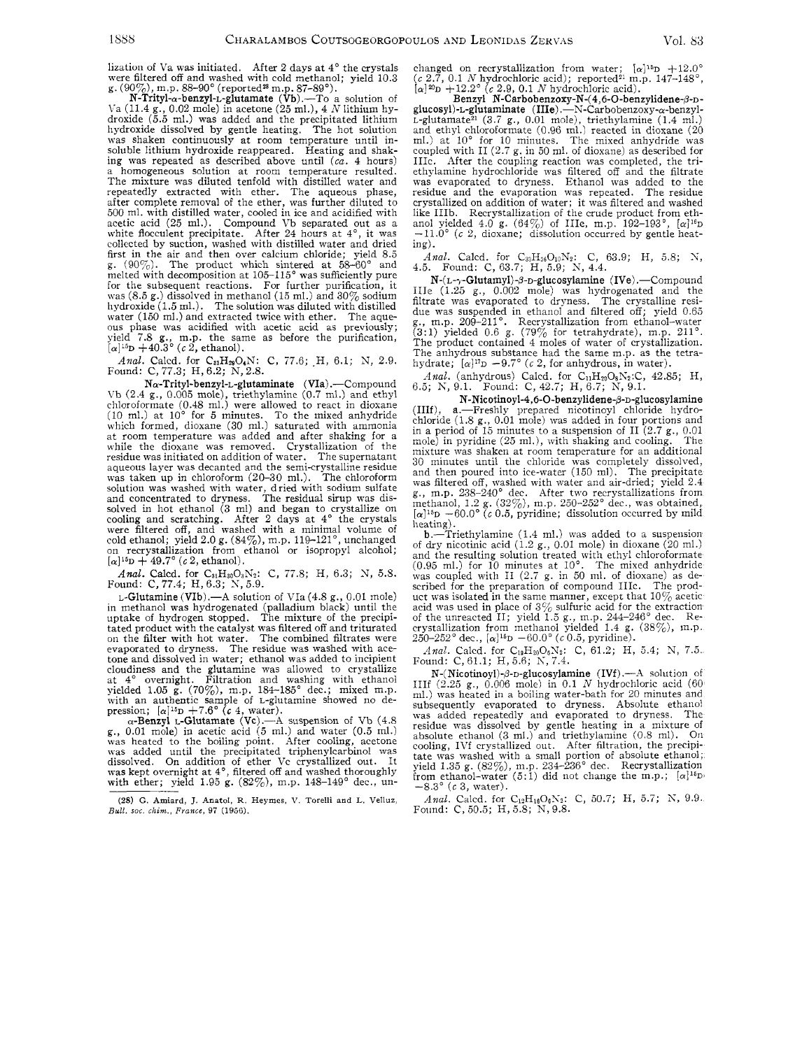lization of Va was initiated. After 2 days at 4° the crystals were filtered off and washed with cold methanol; yield 10.3 g. (90%), m.p. 88–90° (reported[28] m.p. 87–89°).

**N-Trityl-α-benzyl-L-glutamate (Vb).**—To a solution of Va (11.4 g., 0.02 mole) in acetone (25 ml.), 4 N lithium hydroxide (5.5 ml.) was added and the precipitated lithium hydroxide dissolved by gentle heating. The hot solution was shaken continuously at room temperature until insoluble lithium hydroxide reappeared. Heating and shaking was repeated as described above until (*ca.* 4 hours) a homogeneous solution at room temperature resulted. The mixture was diluted tenfold with distilled water and repeatedly extracted with ether. The aqueous phase, after complete removal of the ether, was further diluted to 500 ml. with distilled water, cooled in ice and acidified with acetic acid (25 ml.). Compound Vb separated out as a white flocculent precipitate. After 24 hours at 4°, it was collected by suction, washed with distilled water and dried first in the air and then over calcium chloride; yield 8.5 g. (90%). The product which sintered at 58–60° and melted with decomposition at 105–115° was sufficiently pure for the subsequent reactions. For further purification, it was (8.5 g.) dissolved in methanol (15 ml.) and 30% sodium hydroxide (1.5 ml.). The solution was diluted with distilled water (150 ml.) and extracted twice with ether. The aqueous phase was acidified with acetic acid as previously; yield 7.8 g., m.p. the same as before the purification, $[\alpha]^{15}D$ +40.3° (*c* 2, ethanol).

*Anal.* Calcd. for $C_{31}H_{29}O_4N$: C, 77.6; H, 6.1; N, 2.9. Found: C, 77.3; H, 6.2; N, 2.8.

**Nα-Trityl-benzyl-L-glutaminate (VIa).**—Compound Vb (2.4 g., 0.005 mole), triethylamine (0.7 ml.) and ethyl chloroformate (0.48 ml.) were allowed to react in dioxane (10 ml.) at 10° for 5 minutes. To the mixed anhydride which formed, dioxane (30 ml.) saturated with ammonia at room temperature was added and after shaking for a while the dioxane was removed. Crystallization of the residue was initiated on addition of water. The supernatant aqueous layer was decanted and the semi-crystalline residue was taken up in chloroform (20–30 ml.). The chloroform solution was washed with water, dried with sodium sulfate and concentrated to dryness. The residual sirup was dissolved in hot ethanol (3 ml) and began to crystallize on cooling and scratching. After 2 days at 4° the crystals were filtered off, and washed with a minimal volume of cold ethanol; yield 2.0 g. (84%), m.p. 119–121°, unchanged on recrystallization from ethanol or isopropyl alcohol; $[\alpha]^{15}D$ + 49.7° (*c* 2, ethanol).

*Anal.* Calcd. for $C_{31}H_{30}O_3N_2$: C, 77.8; H, 6.3; N, 5.8. Found: C, 77.4; H, 6.3; N, 5.9.

**L-Glutamine (VIb).**—A solution of VIa (4.8 g., 0.01 mole) in methanol was hydrogenated (palladium black) until the uptake of hydrogen stopped. The mixture of the precipitated product with the catalyst was filtered off and triturated on the filter with hot water. The combined filtrates were evaporated to dryness. The residue was washed with acetone and dissolved in water; ethanol was added to incipient cloudiness and the glutamine was allowed to crystallize at 4° overnight. Filtration and washing with ethanol yielded 1.05 g. (70%), m.p. 184–185° dec.; mixed m.p. with an authentic sample of L-glutamine showed no depression; $[\alpha]^{15}D$ +7.6° (*c* 4, water).

**α-Benzyl L-Glutamate (Vc).**—A suspension of Vb (4.8 g., 0.01 mole) in acetic acid (5 ml.) and water (0.5 ml.) was heated to the boiling point. After cooling, acetone was added until the precipitated triphenylcarbinol was dissolved. On addition of ether Vc crystallized out. It was kept overnight at 4°, filtered off and washed thoroughly with ether; yield 1.95 g. (82%), m.p. 148–149° dec., unchanged on recrystallization from water; $[\alpha]^{15}D$ +12.0° (*c* 2.7, 0.1 N hydrochloric acid); reported[21] m.p. 147–148°, $[\alpha]^{20}D$ +12.2° (*c* 2.9, 0.1 N hydrochloric acid).

**Benzyl N-Carbobenzoxy-N-(4,6-O-benzylidene-β-D-glucosyl)-L-glutaminate (IIIe).**—N-Carbobenzoxy-α-benzyl-L-glutamate[21] (3.7 g., 0.01 mole), triethylamine (1.4 ml.) and ethyl chloroformate (0.96 ml.) reacted in dioxane (20 ml.) at 10° for 10 minutes. The mixed anhydride was coupled with II (2.7 g. in 50 ml. of dioxane) as described for IIIc. After the coupling reaction was completed, the triethylamine hydrochloride was filtered off and the filtrate was evaporated to dryness. Ethanol was added to the residue and the evaporation was repeated. The residue crystallized on addition of water; it was filtered and washed like IIIb. Recrystallization of the crude product from ethanol yielded 4.0 g. (64%) of IIIe, m.p. 192–193°, $[\alpha]^{16}D$ −11.0° (*c* 2, dioxane; dissolution occurred by gentle heating).

*Anal.* Calcd. for $C_{33}H_{36}O_{10}N_2$: C, 63.9; H, 5.8; N, 4.5. Found: C, 63.7; H, 5.9; N, 4.4.

**N-(L-γ-Glutamyl)-β-D-glucosylamine (IVe).**—Compound IIIe (1.25 g., 0.002 mole) was hydrogenated and the filtrate was evaporated to dryness. The crystalline residue was suspended in ethanol and filtered off; yield 0.65 g., m.p. 209–211°. Recrystallization from ethanol–water (3:1) yielded 0.6 g. (79% for tetrahydrate), m.p. 211°. The product contained 4 moles of water of crystallization. The anhydrous substance had the same m.p. as the tetrahydrate; $[\alpha]^{17}D$ −9.7° (*c* 2, for anhydrous, in water).

*Anal.* (anhydrous) Calcd. for $C_{11}H_{20}O_8N_2$: C, 42.85; H, 6.5; N, 9.1. Found: C, 42.7; H, 6.7; N, 9.1.

**N-Nicotinoyl-4,6-O-benzylidene-β-D-glucosylamine (IIIf).** a.—Freshly prepared nicotinoyl chloride hydrochloride (1.8 g., 0.01 mole) was added in four portions and in a period of 15 minutes to a suspension of II (2.7 g., 0.01 mole) in pyridine (25 ml.), with shaking and cooling. The mixture was shaken at room temperature for an additional 30 minutes until the chloride was completely dissolved, and then poured into ice-water (150 ml). The precipitate was filtered off, washed with water and air-dried; yield 2.4 g., m.p. 238–240° dec. After two recrystallizations from methanol, 1.2 g. (32%), m.p. 250–252° dec., was obtained, $[\alpha]^{15}D$ −60.0° (*c* 0.5, pyridine; dissolution occurred by mild heating).

b.—Triethylamine (1.4 ml.) was added to a suspension of dry nicotinic acid (1.2 g., 0.01 mole) in dioxane (20 ml.) and the resulting solution treated with ethyl chloroformate (0.95 ml.) for 10 minutes at 10°. The mixed anhydride was coupled with II (2.7 g. in 50 ml. of dioxane) as described for the preparation of compound IIIc. The product was isolated in the same manner, except that 10% acetic acid was used in place of 3% sulfuric acid for the extraction of the unreacted II; yield 1.5 g., m.p. 244–246° dec. Recrystallization from methanol yielded 1.4 g. (38%), m.p. 250–252° dec., $[\alpha]^{15}D$ −60.0° (*c* 0.5, pyridine).

*Anal.* Calcd. for $C_{19}H_{20}O_6N_2$: C, 61.2; H, 5.4; N, 7.5. Found: C, 61.1; H, 5.6; N, 7.4.

**N-(Nicotinoyl)-β-D-glucosylamine (IVf).**—A solution of IIIf (2.25 g., 0.006 mole) in 0.1 N hydrochloric acid (60 ml.) was heated in a boiling water-bath for 20 minutes and subsequently evaporated to dryness. Absolute ethanol was added repeatedly and evaporated to dryness. The residue was dissolved by gentle heating in a mixture of absolute ethanol (3 ml.) and triethylamine (0.8 ml). On cooling, IVf crystallized out. After filtration, the precipitate was washed with a small portion of absolute ethanol; yield 1.35 g. (82%), m.p. 234–236° dec. Recrystallization from ethanol-water (5:1) did not change the m.p.; $[\alpha]^{15}D$ −8.3° (*c* 3, water).

*Anal.* Calcd. for $C_{12}H_{16}O_6N_2$: C, 50.7; H, 5.7; N, 9.9. Found: C, 50.5; H, 5.8; N, 9.8.

(28) G. Amiard, J. Anatol, R. Heymes, V. Torelli and L. Velluz, *Bull. soc. chim., France*, 97 (1956).